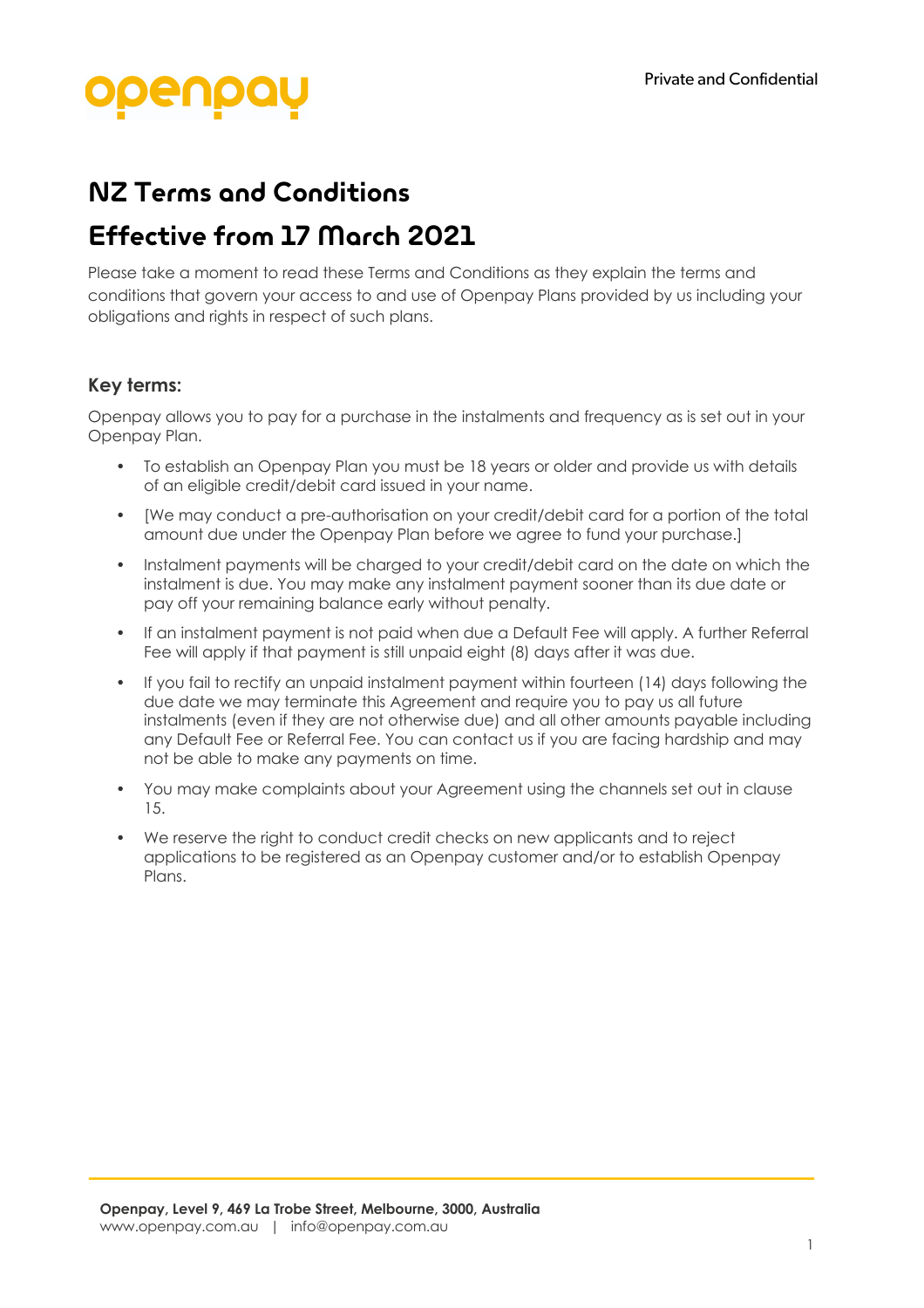openpay

Private and Confidential

# NZ Terms and Conditions

# Effective from 17 March 2021

Please take a moment to read these Terms and Conditions as they explain the terms and conditions that govern your access to and use of Openpay Plans provided by us including your obligations and rights in respect of such plans.

### Key terms:

Openpay allows you to pay for a purchase in the instalments and frequency as is set out in your Openpay Plan.

- To establish an Openpay Plan you must be 18 years or older and provide us with details of an eligible credit/debit card issued in your name.
- [We may conduct a pre-authorisation on your credit/debit card for a portion of the total amount due under the Openpay Plan before we agree to fund your purchase.]
- Instalment payments will be charged to your credit/debit card on the date on which the instalment is due. You may make any instalment payment sooner than its due date or pay off your remaining balance early without penalty.
- If an instalment payment is not paid when due a Default Fee will apply. A further Referral Fee will apply if that payment is still unpaid eight (8) days after it was due.
- If you fail to rectify an unpaid instalment payment within fourteen (14) days following the due date we may terminate this Agreement and require you to pay us all future instalments (even if they are not otherwise due) and all other amounts payable including any Default Fee or Referral Fee. You can contact us if you are facing hardship and may not be able to make any payments on time.
- You may make complaints about your Agreement using the channels set out in clause 15.
- We reserve the right to conduct credit checks on new applicants and to reject applications to be registered as an Openpay customer and/or to establish Openpay Plans.

**Openpay, Level 9, 469 La Trobe Street, Melbourne, 3000, Australia**
www.openpay.com.au | info@openpay.com.au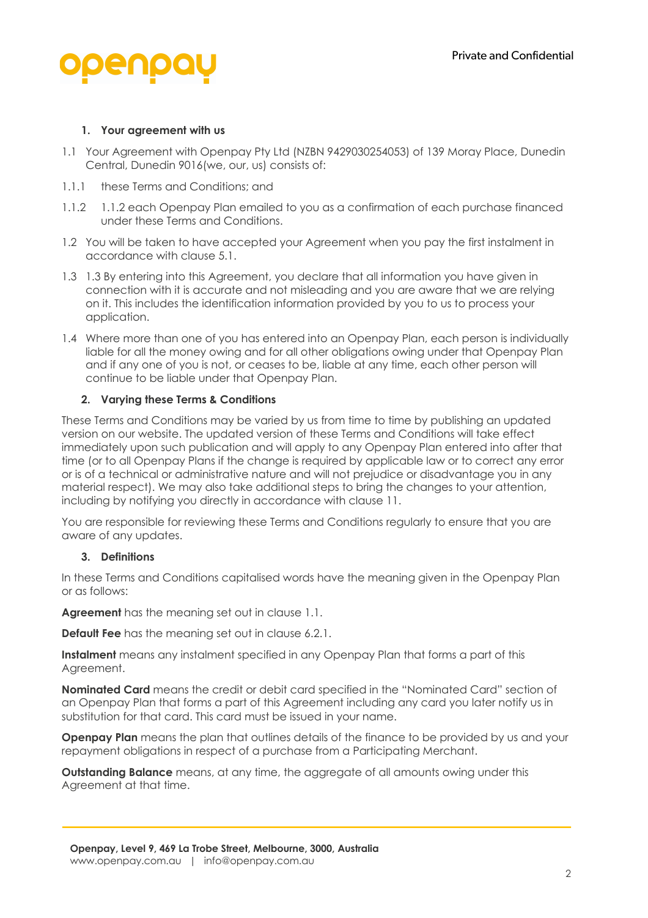## 1. Your agreement with us

1.1 Your Agreement with Openpay Pty Ltd (NZBN 9429030254053) of 139 Moray Place, Dunedin Central, Dunedin 9016(we, our, us) consists of:

1.1.1 these Terms and Conditions; and

1.1.2 1.1.2 each Openpay Plan emailed to you as a confirmation of each purchase financed under these Terms and Conditions.

1.2 You will be taken to have accepted your Agreement when you pay the first instalment in accordance with clause 5.1.

1.3 1.3 By entering into this Agreement, you declare that all information you have given in connection with it is accurate and not misleading and you are aware that we are relying on it. This includes the identification information provided by you to us to process your application.

1.4 Where more than one of you has entered into an Openpay Plan, each person is individually liable for all the money owing and for all other obligations owing under that Openpay Plan and if any one of you is not, or ceases to be, liable at any time, each other person will continue to be liable under that Openpay Plan.

## 2. Varying these Terms & Conditions

These Terms and Conditions may be varied by us from time to time by publishing an updated version on our website. The updated version of these Terms and Conditions will take effect immediately upon such publication and will apply to any Openpay Plan entered into after that time (or to all Openpay Plans if the change is required by applicable law or to correct any error or is of a technical or administrative nature and will not prejudice or disadvantage you in any material respect). We may also take additional steps to bring the changes to your attention, including by notifying you directly in accordance with clause 11.

You are responsible for reviewing these Terms and Conditions regularly to ensure that you are aware of any updates.

## 3. Definitions

In these Terms and Conditions capitalised words have the meaning given in the Openpay Plan or as follows:

**Agreement** has the meaning set out in clause 1.1.

**Default Fee** has the meaning set out in clause 6.2.1.

**Instalment** means any instalment specified in any Openpay Plan that forms a part of this Agreement.

**Nominated Card** means the credit or debit card specified in the "Nominated Card" section of an Openpay Plan that forms a part of this Agreement including any card you later notify us in substitution for that card. This card must be issued in your name.

**Openpay Plan** means the plan that outlines details of the finance to be provided by us and your repayment obligations in respect of a purchase from a Participating Merchant.

**Outstanding Balance** means, at any time, the aggregate of all amounts owing under this Agreement at that time.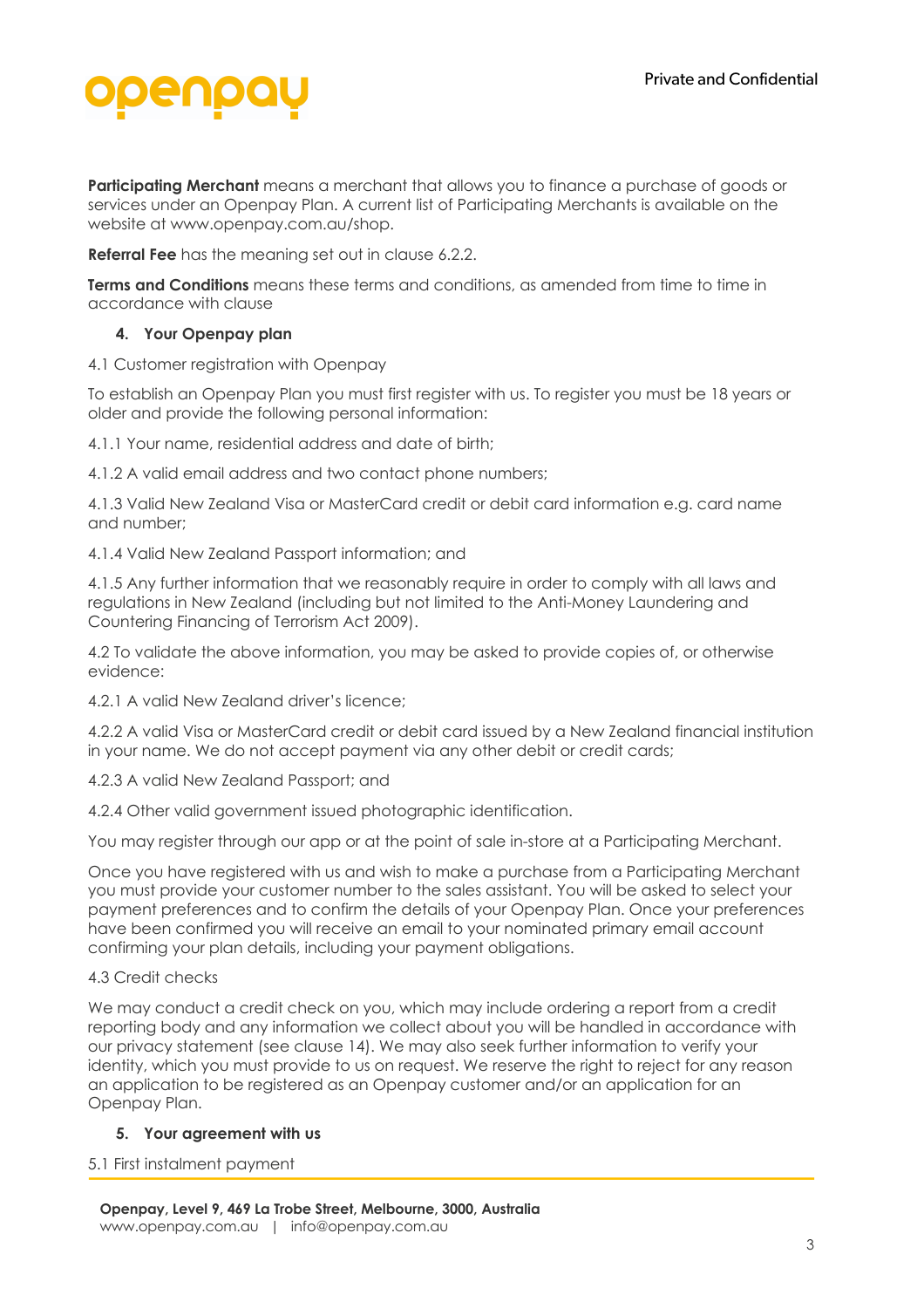**Participating Merchant** means a merchant that allows you to finance a purchase of goods or services under an Openpay Plan. A current list of Participating Merchants is available on the website at www.openpay.com.au/shop.

**Referral Fee** has the meaning set out in clause 6.2.2.

**Terms and Conditions** means these terms and conditions, as amended from time to time in accordance with clause

## 4. Your Openpay plan

4.1 Customer registration with Openpay

To establish an Openpay Plan you must first register with us. To register you must be 18 years or older and provide the following personal information:

4.1.1 Your name, residential address and date of birth;

4.1.2 A valid email address and two contact phone numbers;

4.1.3 Valid New Zealand Visa or MasterCard credit or debit card information e.g. card name and number;

4.1.4 Valid New Zealand Passport information; and

4.1.5 Any further information that we reasonably require in order to comply with all laws and regulations in New Zealand (including but not limited to the Anti-Money Laundering and Countering Financing of Terrorism Act 2009).

4.2 To validate the above information, you may be asked to provide copies of, or otherwise evidence:

4.2.1 A valid New Zealand driver's licence;

4.2.2 A valid Visa or MasterCard credit or debit card issued by a New Zealand financial institution in your name. We do not accept payment via any other debit or credit cards;

4.2.3 A valid New Zealand Passport; and

4.2.4 Other valid government issued photographic identification.

You may register through our app or at the point of sale in-store at a Participating Merchant.

Once you have registered with us and wish to make a purchase from a Participating Merchant you must provide your customer number to the sales assistant. You will be asked to select your payment preferences and to confirm the details of your Openpay Plan. Once your preferences have been confirmed you will receive an email to your nominated primary email account confirming your plan details, including your payment obligations.

4.3 Credit checks

We may conduct a credit check on you, which may include ordering a report from a credit reporting body and any information we collect about you will be handled in accordance with our privacy statement (see clause 14). We may also seek further information to verify your identity, which you must provide to us on request. We reserve the right to reject for any reason an application to be registered as an Openpay customer and/or an application for an Openpay Plan.

## 5. Your agreement with us

5.1 First instalment payment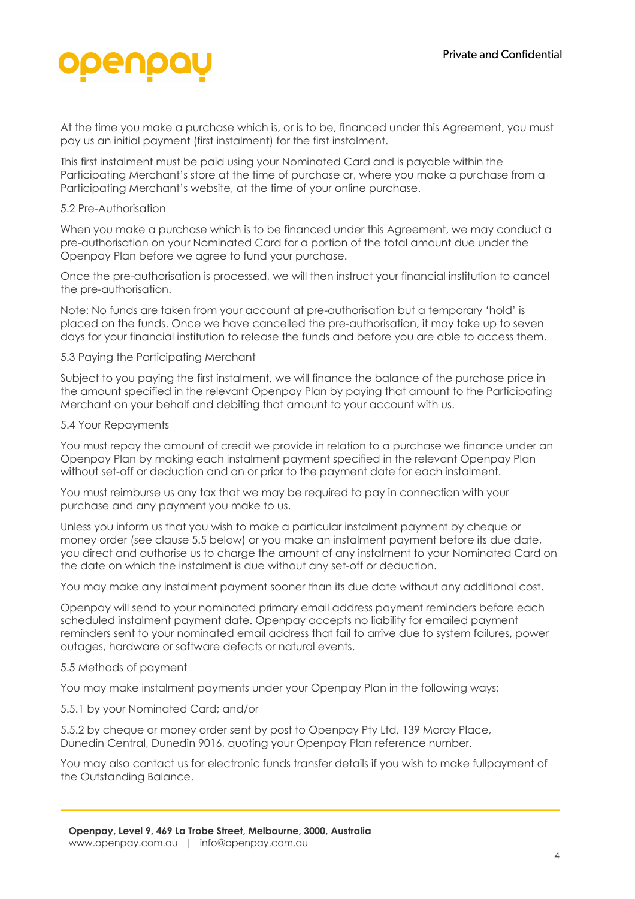At the time you make a purchase which is, or is to be, financed under this Agreement, you must pay us an initial payment (first instalment) for the first instalment.

This first instalment must be paid using your Nominated Card and is payable within the Participating Merchant's store at the time of purchase or, where you make a purchase from a Participating Merchant's website, at the time of your online purchase.

5.2 Pre-Authorisation

When you make a purchase which is to be financed under this Agreement, we may conduct a pre-authorisation on your Nominated Card for a portion of the total amount due under the Openpay Plan before we agree to fund your purchase.

Once the pre-authorisation is processed, we will then instruct your financial institution to cancel the pre-authorisation.

Note: No funds are taken from your account at pre-authorisation but a temporary 'hold' is placed on the funds. Once we have cancelled the pre-authorisation, it may take up to seven days for your financial institution to release the funds and before you are able to access them.

5.3 Paying the Participating Merchant

Subject to you paying the first instalment, we will finance the balance of the purchase price in the amount specified in the relevant Openpay Plan by paying that amount to the Participating Merchant on your behalf and debiting that amount to your account with us.

5.4 Your Repayments

You must repay the amount of credit we provide in relation to a purchase we finance under an Openpay Plan by making each instalment payment specified in the relevant Openpay Plan without set-off or deduction and on or prior to the payment date for each instalment.

You must reimburse us any tax that we may be required to pay in connection with your purchase and any payment you make to us.

Unless you inform us that you wish to make a particular instalment payment by cheque or money order (see clause 5.5 below) or you make an instalment payment before its due date, you direct and authorise us to charge the amount of any instalment to your Nominated Card on the date on which the instalment is due without any set-off or deduction.

You may make any instalment payment sooner than its due date without any additional cost.

Openpay will send to your nominated primary email address payment reminders before each scheduled instalment payment date. Openpay accepts no liability for emailed payment reminders sent to your nominated email address that fail to arrive due to system failures, power outages, hardware or software defects or natural events.

5.5 Methods of payment

You may make instalment payments under your Openpay Plan in the following ways:

5.5.1 by your Nominated Card; and/or

5.5.2 by cheque or money order sent by post to Openpay Pty Ltd, 139 Moray Place, Dunedin Central, Dunedin 9016, quoting your Openpay Plan reference number.

You may also contact us for electronic funds transfer details if you wish to make fullpayment of the Outstanding Balance.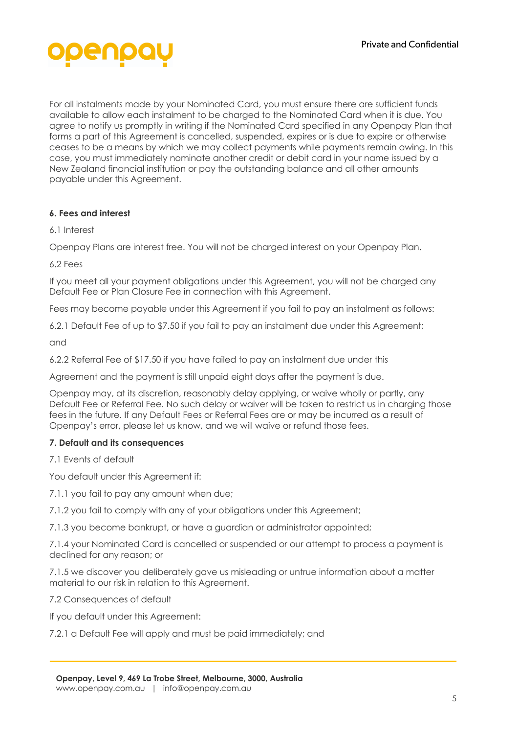For all instalments made by your Nominated Card, you must ensure there are sufficient funds available to allow each instalment to be charged to the Nominated Card when it is due. You agree to notify us promptly in writing if the Nominated Card specified in any Openpay Plan that forms a part of this Agreement is cancelled, suspended, expires or is due to expire or otherwise ceases to be a means by which we may collect payments while payments remain owing. In this case, you must immediately nominate another credit or debit card in your name issued by a New Zealand financial institution or pay the outstanding balance and all other amounts payable under this Agreement.

**6. Fees and interest**

6.1 Interest

Openpay Plans are interest free. You will not be charged interest on your Openpay Plan.

6.2 Fees

If you meet all your payment obligations under this Agreement, you will not be charged any Default Fee or Plan Closure Fee in connection with this Agreement.

Fees may become payable under this Agreement if you fail to pay an instalment as follows:

6.2.1 Default Fee of up to $7.50 if you fail to pay an instalment due under this Agreement;

and

6.2.2 Referral Fee of $17.50 if you have failed to pay an instalment due under this

Agreement and the payment is still unpaid eight days after the payment is due.

Openpay may, at its discretion, reasonably delay applying, or waive wholly or partly, any Default Fee or Referral Fee. No such delay or waiver will be taken to restrict us in charging those fees in the future. If any Default Fees or Referral Fees are or may be incurred as a result of Openpay's error, please let us know, and we will waive or refund those fees.

**7. Default and its consequences**

7.1 Events of default

You default under this Agreement if:

7.1.1 you fail to pay any amount when due;

7.1.2 you fail to comply with any of your obligations under this Agreement;

7.1.3 you become bankrupt, or have a guardian or administrator appointed;

7.1.4 your Nominated Card is cancelled or suspended or our attempt to process a payment is declined for any reason; or

7.1.5 we discover you deliberately gave us misleading or untrue information about a matter material to our risk in relation to this Agreement.

7.2 Consequences of default

If you default under this Agreement:

7.2.1 a Default Fee will apply and must be paid immediately; and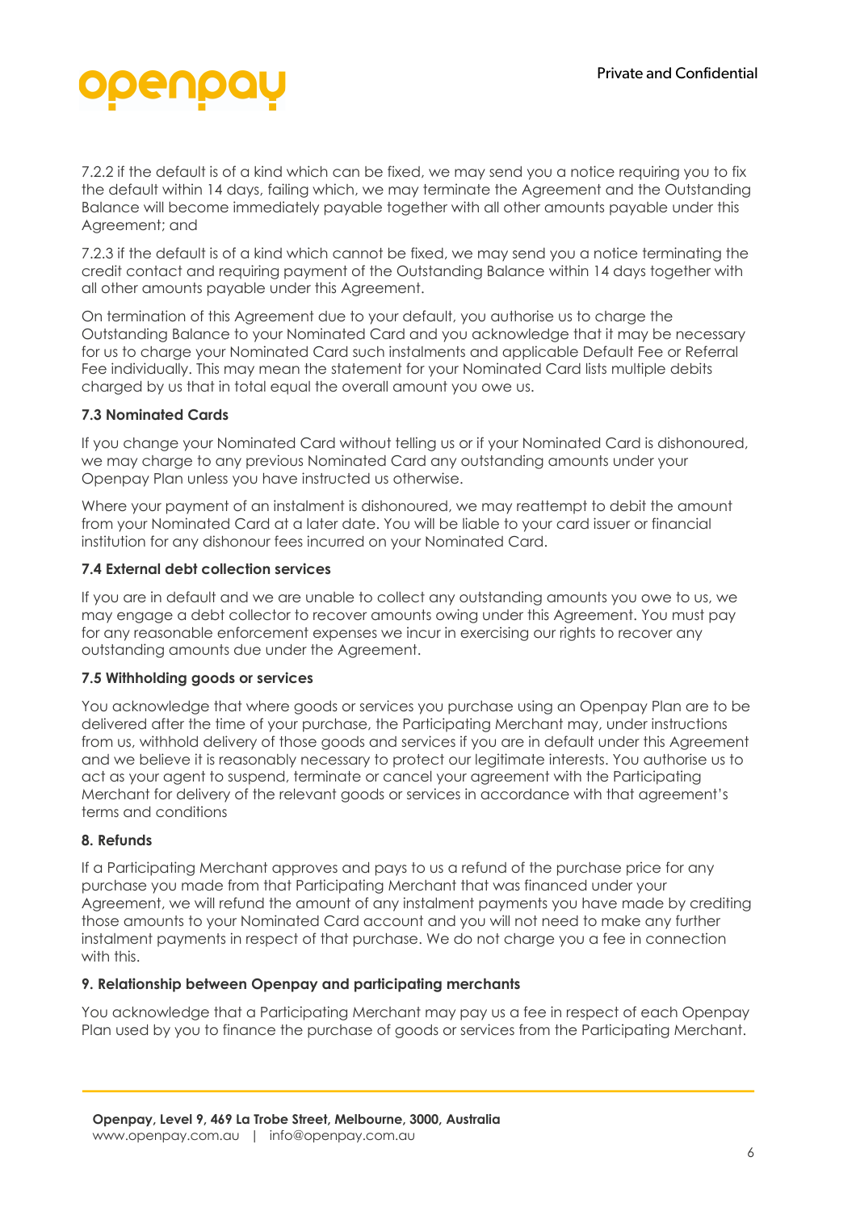7.2.2 if the default is of a kind which can be fixed, we may send you a notice requiring you to fix the default within 14 days, failing which, we may terminate the Agreement and the Outstanding Balance will become immediately payable together with all other amounts payable under this Agreement; and

7.2.3 if the default is of a kind which cannot be fixed, we may send you a notice terminating the credit contact and requiring payment of the Outstanding Balance within 14 days together with all other amounts payable under this Agreement.

On termination of this Agreement due to your default, you authorise us to charge the Outstanding Balance to your Nominated Card and you acknowledge that it may be necessary for us to charge your Nominated Card such instalments and applicable Default Fee or Referral Fee individually. This may mean the statement for your Nominated Card lists multiple debits charged by us that in total equal the overall amount you owe us.

**7.3 Nominated Cards**

If you change your Nominated Card without telling us or if your Nominated Card is dishonoured, we may charge to any previous Nominated Card any outstanding amounts under your Openpay Plan unless you have instructed us otherwise.

Where your payment of an instalment is dishonoured, we may reattempt to debit the amount from your Nominated Card at a later date. You will be liable to your card issuer or financial institution for any dishonour fees incurred on your Nominated Card.

**7.4 External debt collection services**

If you are in default and we are unable to collect any outstanding amounts you owe to us, we may engage a debt collector to recover amounts owing under this Agreement. You must pay for any reasonable enforcement expenses we incur in exercising our rights to recover any outstanding amounts due under the Agreement.

**7.5 Withholding goods or services**

You acknowledge that where goods or services you purchase using an Openpay Plan are to be delivered after the time of your purchase, the Participating Merchant may, under instructions from us, withhold delivery of those goods and services if you are in default under this Agreement and we believe it is reasonably necessary to protect our legitimate interests. You authorise us to act as your agent to suspend, terminate or cancel your agreement with the Participating Merchant for delivery of the relevant goods or services in accordance with that agreement's terms and conditions

**8. Refunds**

If a Participating Merchant approves and pays to us a refund of the purchase price for any purchase you made from that Participating Merchant that was financed under your Agreement, we will refund the amount of any instalment payments you have made by crediting those amounts to your Nominated Card account and you will not need to make any further instalment payments in respect of that purchase. We do not charge you a fee in connection with this.

**9. Relationship between Openpay and participating merchants**

You acknowledge that a Participating Merchant may pay us a fee in respect of each Openpay Plan used by you to finance the purchase of goods or services from the Participating Merchant.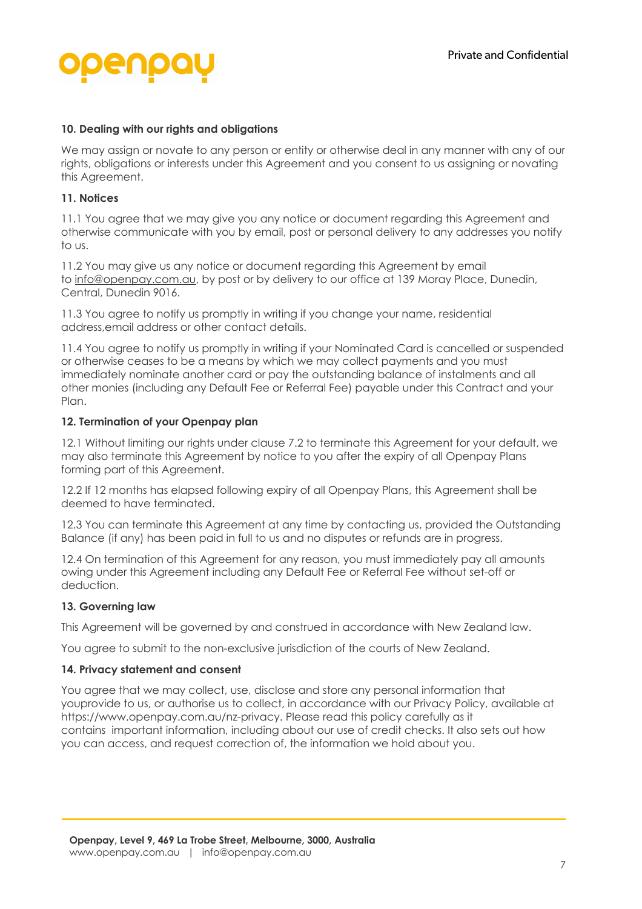### 10. Dealing with our rights and obligations

We may assign or novate to any person or entity or otherwise deal in any manner with any of our rights, obligations or interests under this Agreement and you consent to us assigning or novating this Agreement.

### 11. Notices

11.1 You agree that we may give you any notice or document regarding this Agreement and otherwise communicate with you by email, post or personal delivery to any addresses you notify to us.

11.2 You may give us any notice or document regarding this Agreement by email to info@openpay.com.au, by post or by delivery to our office at 139 Moray Place, Dunedin, Central, Dunedin 9016.

11.3 You agree to notify us promptly in writing if you change your name, residential address,email address or other contact details.

11.4 You agree to notify us promptly in writing if your Nominated Card is cancelled or suspended or otherwise ceases to be a means by which we may collect payments and you must immediately nominate another card or pay the outstanding balance of instalments and all other monies (including any Default Fee or Referral Fee) payable under this Contract and your Plan.

### 12. Termination of your Openpay plan

12.1 Without limiting our rights under clause 7.2 to terminate this Agreement for your default, we may also terminate this Agreement by notice to you after the expiry of all Openpay Plans forming part of this Agreement.

12.2 If 12 months has elapsed following expiry of all Openpay Plans, this Agreement shall be deemed to have terminated.

12.3 You can terminate this Agreement at any time by contacting us, provided the Outstanding Balance (if any) has been paid in full to us and no disputes or refunds are in progress.

12.4 On termination of this Agreement for any reason, you must immediately pay all amounts owing under this Agreement including any Default Fee or Referral Fee without set-off or deduction.

### 13. Governing law

This Agreement will be governed by and construed in accordance with New Zealand law.

You agree to submit to the non-exclusive jurisdiction of the courts of New Zealand.

### 14. Privacy statement and consent

You agree that we may collect, use, disclose and store any personal information that youprovide to us, or authorise us to collect, in accordance with our Privacy Policy, available at https://www.openpay.com.au/nz-privacy. Please read this policy carefully as it contains important information, including about our use of credit checks. It also sets out how you can access, and request correction of, the information we hold about you.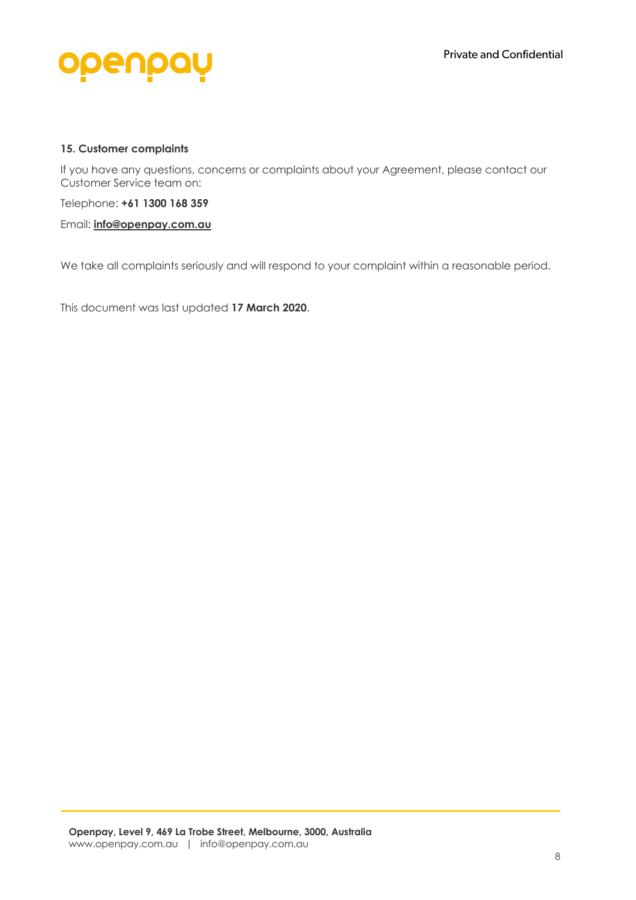### 15. Customer complaints

If you have any questions, concerns or complaints about your Agreement, please contact our Customer Service team on:

Telephone: **+61 1300 168 359**

Email: **info@openpay.com.au**

We take all complaints seriously and will respond to your complaint within a reasonable period.

This document was last updated **17 March 2020**.